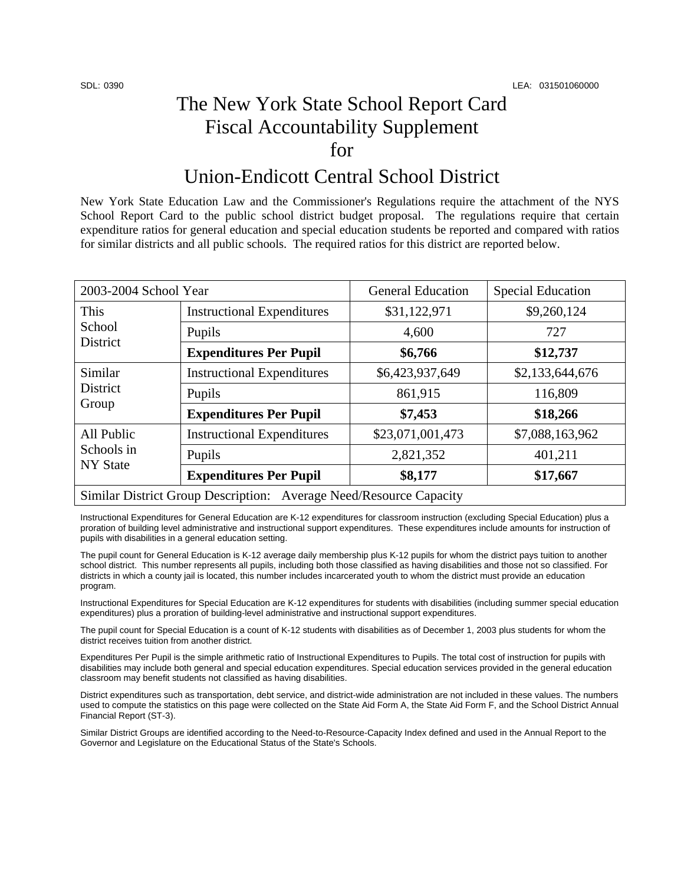SDL: 0390 LEA: 031501060000

# The New York State School Report Card Fiscal Accountability Supplement for

# Union-Endicott Central School District

New York State Education Law and the Commissioner's Regulations require the attachment of the NYS School Report Card to the public school district budget proposal. The regulations require that certain expenditure ratios for general education and special education students be reported and compared with ratios for similar districts and all public schools. The required ratios for this district are reported below.

| 2003-2004 School Year | | General Education | Special Education |
|---|---|---|---|
| This School District | Instructional Expenditures | $31,122,971 | $9,260,124 |
| | Pupils | 4,600 | 727 |
| | **Expenditures Per Pupil** | **$6,766** | **$12,737** |
| Similar District Group | Instructional Expenditures | $6,423,937,649 | $2,133,644,676 |
| | Pupils | 861,915 | 116,809 |
| | **Expenditures Per Pupil** | **$7,453** | **$18,266** |
| All Public Schools in NY State | Instructional Expenditures | $23,071,001,473 | $7,088,163,962 |
| | Pupils | 2,821,352 | 401,211 |
| | **Expenditures Per Pupil** | **$8,177** | **$17,667** |
| Similar District Group Description: Average Need/Resource Capacity | | | |

Instructional Expenditures for General Education are K-12 expenditures for classroom instruction (excluding Special Education) plus a proration of building level administrative and instructional support expenditures. These expenditures include amounts for instruction of pupils with disabilities in a general education setting.

The pupil count for General Education is K-12 average daily membership plus K-12 pupils for whom the district pays tuition to another school district. This number represents all pupils, including both those classified as having disabilities and those not so classified. For districts in which a county jail is located, this number includes incarcerated youth to whom the district must provide an education program.

Instructional Expenditures for Special Education are K-12 expenditures for students with disabilities (including summer special education expenditures) plus a proration of building-level administrative and instructional support expenditures.

The pupil count for Special Education is a count of K-12 students with disabilities as of December 1, 2003 plus students for whom the district receives tuition from another district.

Expenditures Per Pupil is the simple arithmetic ratio of Instructional Expenditures to Pupils. The total cost of instruction for pupils with disabilities may include both general and special education expenditures. Special education services provided in the general education classroom may benefit students not classified as having disabilities.

District expenditures such as transportation, debt service, and district-wide administration are not included in these values. The numbers used to compute the statistics on this page were collected on the State Aid Form A, the State Aid Form F, and the School District Annual Financial Report (ST-3).

Similar District Groups are identified according to the Need-to-Resource-Capacity Index defined and used in the Annual Report to the Governor and Legislature on the Educational Status of the State's Schools.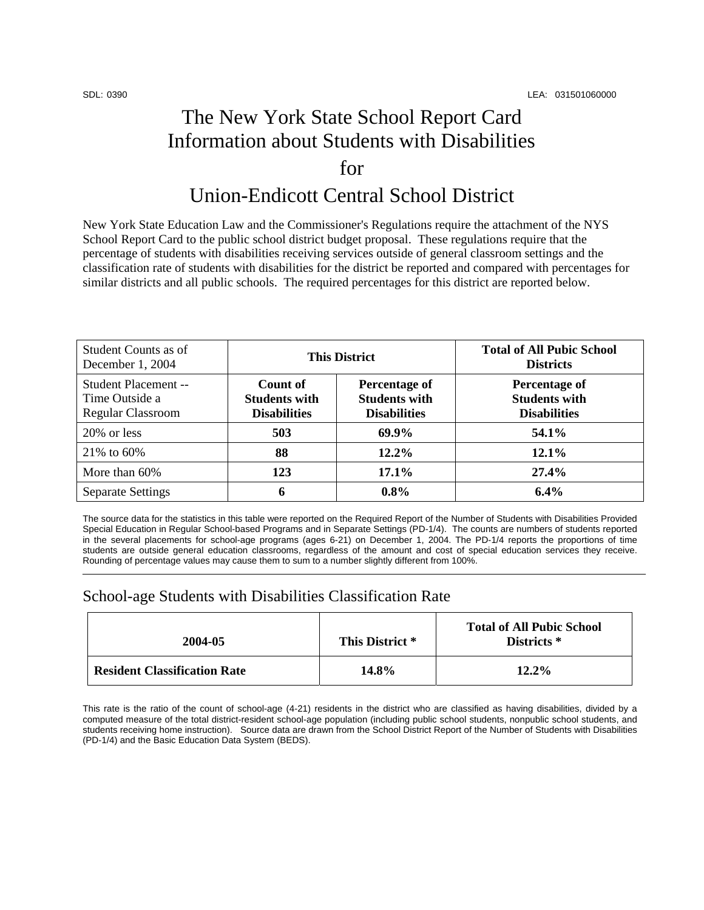SDL: 0390 LEA: 031501060000

# The New York State School Report Card Information about Students with Disabilities for Union-Endicott Central School District

New York State Education Law and the Commissioner's Regulations require the attachment of the NYS School Report Card to the public school district budget proposal. These regulations require that the percentage of students with disabilities receiving services outside of general classroom settings and the classification rate of students with disabilities for the district be reported and compared with percentages for similar districts and all public schools. The required percentages for this district are reported below.

| Student Counts as of December 1, 2004 | **This District** | | **Total of All Pubic School Districts** |
|---|---|---|---|
| Student Placement -- Time Outside a Regular Classroom | **Count of Students with Disabilities** | **Percentage of Students with Disabilities** | **Percentage of Students with Disabilities** |
| 20% or less | **503** | **69.9%** | **54.1%** |
| 21% to 60% | **88** | **12.2%** | **12.1%** |
| More than 60% | **123** | **17.1%** | **27.4%** |
| Separate Settings | **6** | **0.8%** | **6.4%** |

The source data for the statistics in this table were reported on the Required Report of the Number of Students with Disabilities Provided Special Education in Regular School-based Programs and in Separate Settings (PD-1/4). The counts are numbers of students reported in the several placements for school-age programs (ages 6-21) on December 1, 2004. The PD-1/4 reports the proportions of time students are outside general education classrooms, regardless of the amount and cost of special education services they receive. Rounding of percentage values may cause them to sum to a number slightly different from 100%.

## School-age Students with Disabilities Classification Rate

| **2004-05** | **This District *** | **Total of All Pubic School Districts *** |
|---|---|---|
| **Resident Classification Rate** | **14.8%** | **12.2%** |

This rate is the ratio of the count of school-age (4-21) residents in the district who are classified as having disabilities, divided by a computed measure of the total district-resident school-age population (including public school students, nonpublic school students, and students receiving home instruction). Source data are drawn from the School District Report of the Number of Students with Disabilities (PD-1/4) and the Basic Education Data System (BEDS).